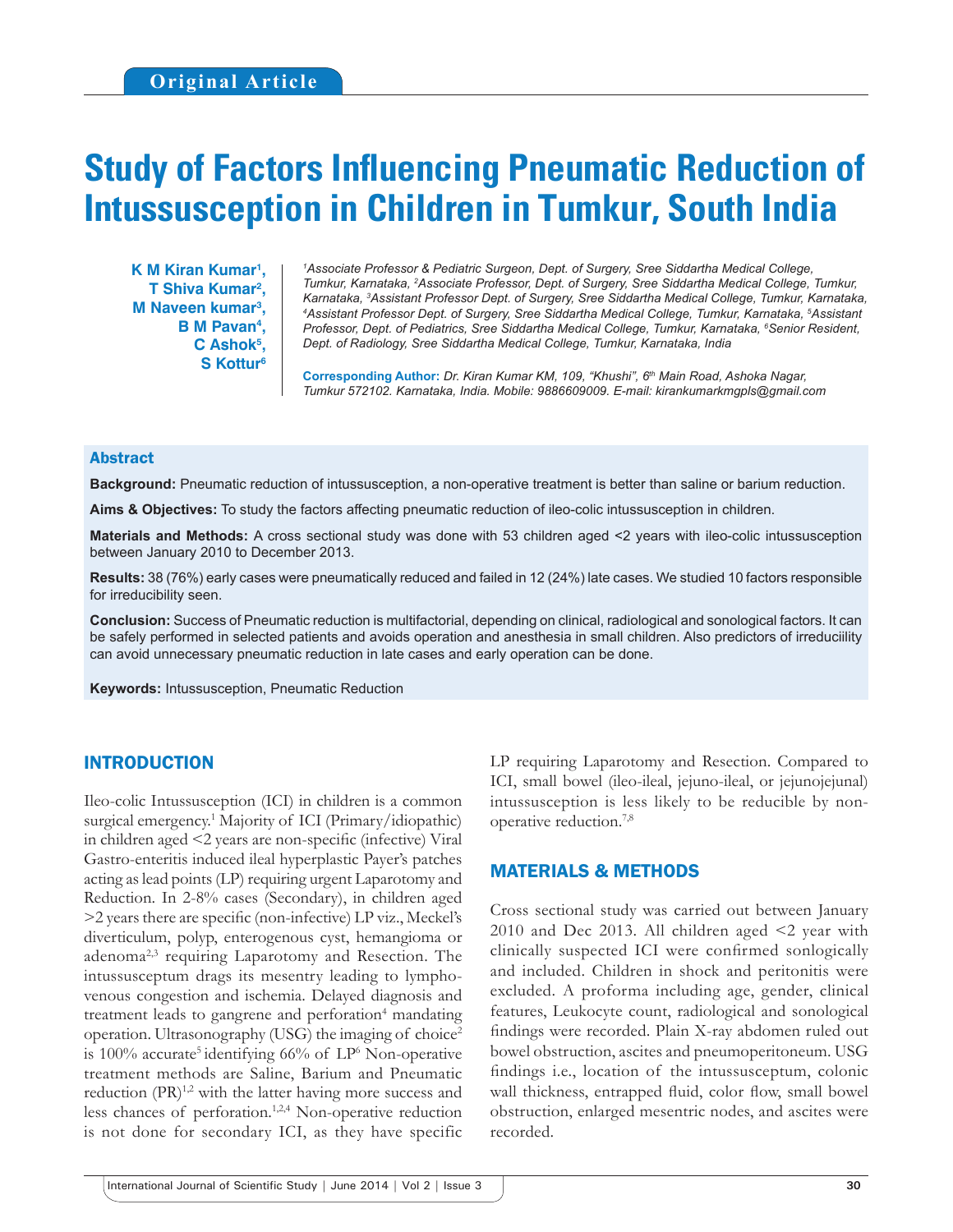Original Article

# Study of Factors Influencing Pneumatic Reduction of Intussusception in Children in Tumkur, South India

**K M Kiran Kumar[1], T Shiva Kumar[2], M Naveen kumar[3], B M Pavan[4], C Ashok[5], S Kottur[6]**

*[1]Associate Professor & Pediatric Surgeon, Dept. of Surgery, Sree Siddartha Medical College, Tumkur, Karnataka, [2]Associate Professor, Dept. of Surgery, Sree Siddartha Medical College, Tumkur, Karnataka, [3]Assistant Professor Dept. of Surgery, Sree Siddartha Medical College, Tumkur, Karnataka, [4]Assistant Professor Dept. of Surgery, Sree Siddartha Medical College, Tumkur, Karnataka, [5]Assistant Professor, Dept. of Pediatrics, Sree Siddartha Medical College, Tumkur, Karnataka, [6]Senior Resident, Dept. of Radiology, Sree Siddartha Medical College, Tumkur, Karnataka, India*

**Corresponding Author:** *Dr. Kiran Kumar KM, 109, "Khushi", 6th Main Road, Ashoka Nagar, Tumkur 572102. Karnataka, India. Mobile: 9886609009. E-mail: kirankumarkmgpls@gmail.com*

## Abstract

**Background:** Pneumatic reduction of intussusception, a non-operative treatment is better than saline or barium reduction.

**Aims & Objectives:** To study the factors affecting pneumatic reduction of ileo-colic intussusception in children.

**Materials and Methods:** A cross sectional study was done with 53 children aged <2 years with ileo-colic intussusception between January 2010 to December 2013.

**Results:** 38 (76%) early cases were pneumatically reduced and failed in 12 (24%) late cases. We studied 10 factors responsible for irreducibility seen.

**Conclusion:** Success of Pneumatic reduction is multifactorial, depending on clinical, radiological and sonological factors. It can be safely performed in selected patients and avoids operation and anesthesia in small children. Also predictors of irreduciility can avoid unnecessary pneumatic reduction in late cases and early operation can be done.

**Keywords:** Intussusception, Pneumatic Reduction

## INTRODUCTION

Ileo-colic Intussusception (ICI) in children is a common surgical emergency.[1] Majority of ICI (Primary/idiopathic) in children aged <2 years are non-specific (infective) Viral Gastro-enteritis induced ileal hyperplastic Payer's patches acting as lead points (LP) requiring urgent Laparotomy and Reduction. In 2-8% cases (Secondary), in children aged >2 years there are specific (non-infective) LP viz., Meckel's diverticulum, polyp, enterogenous cyst, hemangioma or adenoma[2,3] requiring Laparotomy and Resection. The intussusceptum drags its mesentry leading to lympho-venous congestion and ischemia. Delayed diagnosis and treatment leads to gangrene and perforation[4] mandating operation. Ultrasonography (USG) the imaging of choice[2] is 100% accurate[5] identifying 66% of LP[6] Non-operative treatment methods are Saline, Barium and Pneumatic reduction (PR)[1,2] with the latter having more success and less chances of perforation.[1,2,4] Non-operative reduction is not done for secondary ICI, as they have specific LP requiring Laparotomy and Resection. Compared to ICI, small bowel (ileo-ileal, jejuno-ileal, or jejunojejunal) intussusception is less likely to be reducible by non-operative reduction.[7,8]

## MATERIALS & METHODS

Cross sectional study was carried out between January 2010 and Dec 2013. All children aged <2 year with clinically suspected ICI were confirmed sonlogically and included. Children in shock and peritonitis were excluded. A proforma including age, gender, clinical features, Leukocyte count, radiological and sonological findings were recorded. Plain X-ray abdomen ruled out bowel obstruction, ascites and pneumoperitoneum. USG findings i.e., location of the intussusceptum, colonic wall thickness, entrapped fluid, color flow, small bowel obstruction, enlarged mesentric nodes, and ascites were recorded.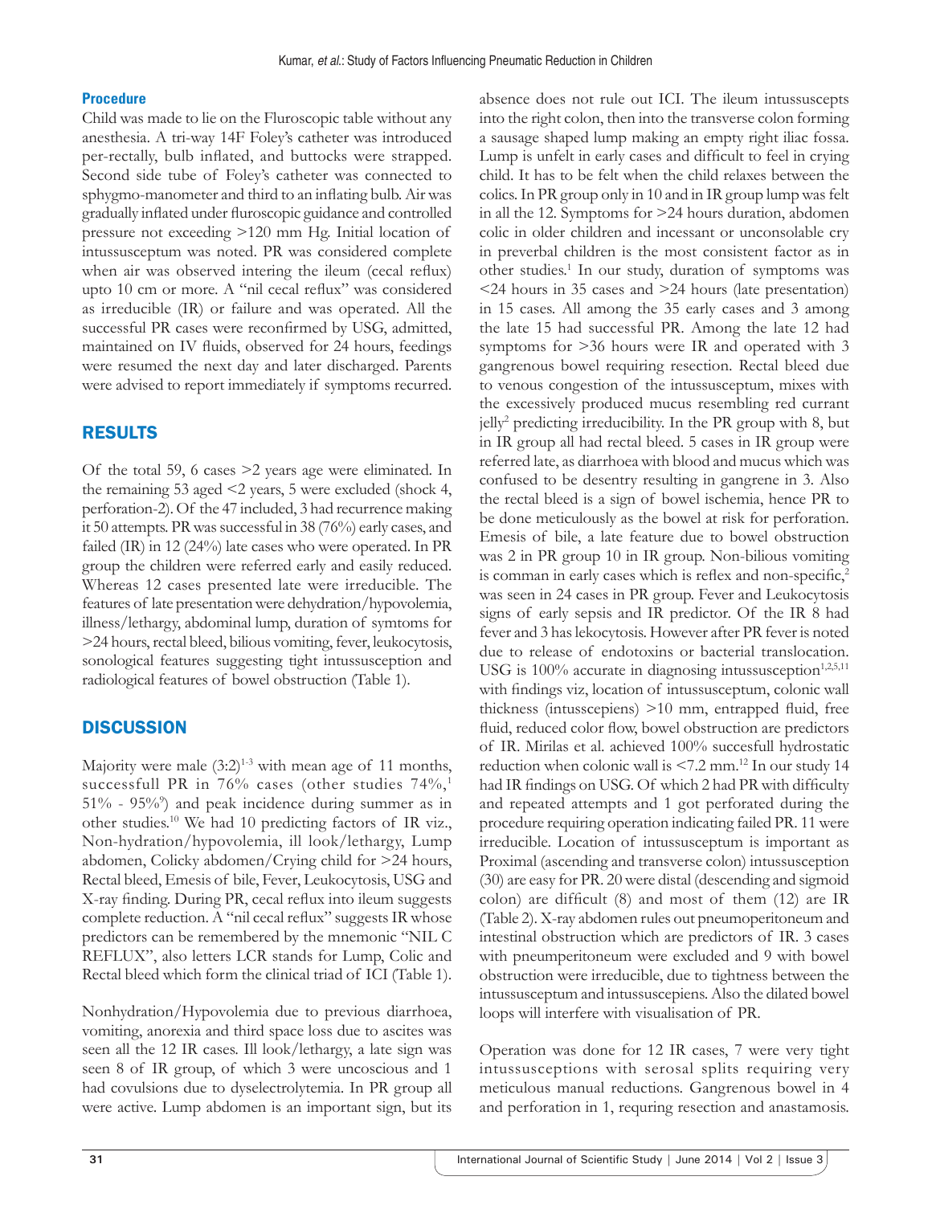### Procedure

Child was made to lie on the Fluroscopic table without any anesthesia. A tri-way 14F Foley's catheter was introduced per-rectally, bulb inflated, and buttocks were strapped. Second side tube of Foley's catheter was connected to sphygmo-manometer and third to an inflating bulb. Air was gradually inflated under fluroscopic guidance and controlled pressure not exceeding >120 mm Hg. Initial location of intussusceptum was noted. PR was considered complete when air was observed intering the ileum (cecal reflux) upto 10 cm or more. A "nil cecal reflux" was considered as irreducible (IR) or failure and was operated. All the successful PR cases were reconfirmed by USG, admitted, maintained on IV fluids, observed for 24 hours, feedings were resumed the next day and later discharged. Parents were advised to report immediately if symptoms recurred.

## RESULTS

Of the total 59, 6 cases >2 years age were eliminated. In the remaining 53 aged <2 years, 5 were excluded (shock 4, perforation-2). Of the 47 included, 3 had recurrence making it 50 attempts. PR was successful in 38 (76%) early cases, and failed (IR) in 12 (24%) late cases who were operated. In PR group the children were referred early and easily reduced. Whereas 12 cases presented late were irreducible. The features of late presentation were dehydration/hypovolemia, illness/lethargy, abdominal lump, duration of symtoms for >24 hours, rectal bleed, bilious vomiting, fever, leukocytosis, sonological features suggesting tight intussusception and radiological features of bowel obstruction (Table 1).

## DISCUSSION

Majority were male (3:2)[1-3] with mean age of 11 months, successfull PR in 76% cases (other studies 74%,[1] 51% - 95%[9]) and peak incidence during summer as in other studies.[10] We had 10 predicting factors of IR viz., Non-hydration/hypovolemia, ill look/lethargy, Lump abdomen, Colicky abdomen/Crying child for >24 hours, Rectal bleed, Emesis of bile, Fever, Leukocytosis, USG and X-ray finding. During PR, cecal reflux into ileum suggests complete reduction. A "nil cecal reflux" suggests IR whose predictors can be remembered by the mnemonic "NIL C REFLUX", also letters LCR stands for Lump, Colic and Rectal bleed which form the clinical triad of ICI (Table 1).

Nonhydration/Hypovolemia due to previous diarrhoea, vomiting, anorexia and third space loss due to ascites was seen all the 12 IR cases. Ill look/lethargy, a late sign was seen 8 of IR group, of which 3 were uncoscious and 1 had covulsions due to dyselectrolytemia. In PR group all were active. Lump abdomen is an important sign, but its absence does not rule out ICI. The ileum intussuscepts into the right colon, then into the transverse colon forming a sausage shaped lump making an empty right iliac fossa. Lump is unfelt in early cases and difficult to feel in crying child. It has to be felt when the child relaxes between the colics. In PR group only in 10 and in IR group lump was felt in all the 12. Symptoms for >24 hours duration, abdomen colic in older children and incessant or unconsolable cry in preverbal children is the most consistent factor as in other studies.[1] In our study, duration of symptoms was <24 hours in 35 cases and >24 hours (late presentation) in 15 cases. All among the 35 early cases and 3 among the late 15 had successful PR. Among the late 12 had symptoms for >36 hours were IR and operated with 3 gangrenous bowel requiring resection. Rectal bleed due to venous congestion of the intussusceptum, mixes with the excessively produced mucus resembling red currant jelly[2] predicting irreducibility. In the PR group with 8, but in IR group all had rectal bleed. 5 cases in IR group were referred late, as diarrhoea with blood and mucus which was confused to be desentry resulting in gangrene in 3. Also the rectal bleed is a sign of bowel ischemia, hence PR to be done meticulously as the bowel at risk for perforation. Emesis of bile, a late feature due to bowel obstruction was 2 in PR group 10 in IR group. Non-bilious vomiting is comman in early cases which is reflex and non-specific,[2] was seen in 24 cases in PR group. Fever and Leukocytosis signs of early sepsis and IR predictor. Of the IR 8 had fever and 3 has lekocytosis. However after PR fever is noted due to release of endotoxins or bacterial translocation. USG is 100% accurate in diagnosing intussusception[1,2,5,11] with findings viz, location of intussusceptum, colonic wall thickness (intusscepiens) >10 mm, entrapped fluid, free fluid, reduced color flow, bowel obstruction are predictors of IR. Mirilas et al. achieved 100% succesfull hydrostatic reduction when colonic wall is <7.2 mm.[12] In our study 14 had IR findings on USG. Of which 2 had PR with difficulty and repeated attempts and 1 got perforated during the procedure requiring operation indicating failed PR. 11 were irreducible. Location of intussusceptum is important as Proximal (ascending and transverse colon) intussusception (30) are easy for PR. 20 were distal (descending and sigmoid colon) are difficult (8) and most of them (12) are IR (Table 2). X-ray abdomen rules out pneumoperitoneum and intestinal obstruction which are predictors of IR. 3 cases with pneumperitoneum were excluded and 9 with bowel obstruction were irreducible, due to tightness between the intussusceptum and intussuscepiens. Also the dilated bowel loops will interfere with visualisation of PR.

Operation was done for 12 IR cases, 7 were very tight intussusceptions with serosal splits requiring very meticulous manual reductions. Gangrenous bowel in 4 and perforation in 1, requring resection and anastamosis.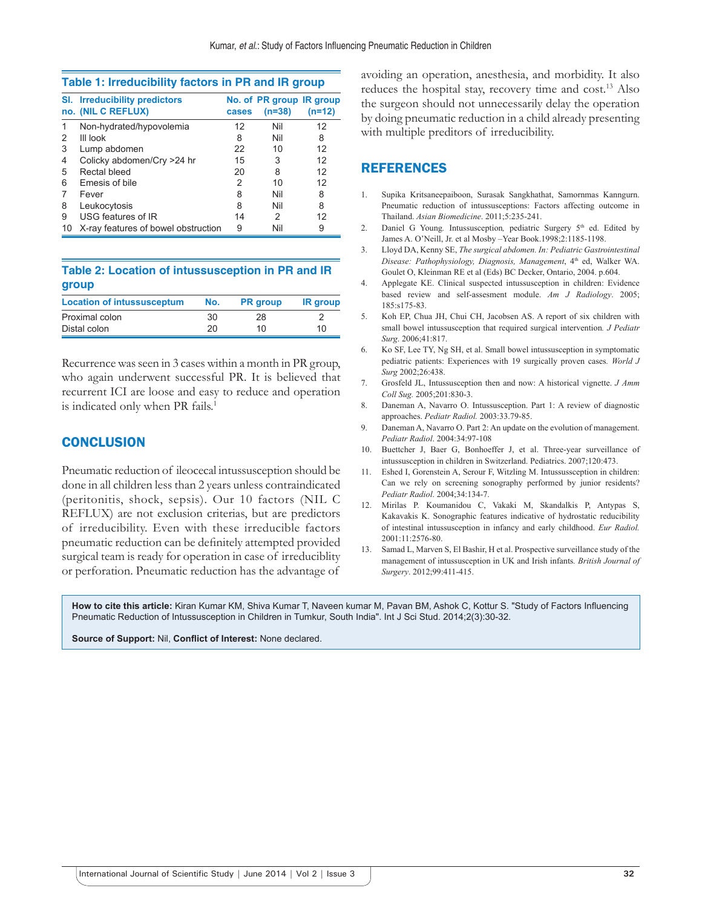**Table 1: Irreducibility factors in PR and IR group**

| Sl. no. | Irreducibility predictors (NIL C REFLUX) | No. of cases | PR group (n=38) | IR group (n=12) |
|---|---|---|---|---|
| 1 | Non-hydrated/hypovolemia | 12 | Nil | 12 |
| 2 | Ill look | 8 | Nil | 8 |
| 3 | Lump abdomen | 22 | 10 | 12 |
| 4 | Colicky abdomen/Cry >24 hr | 15 | 3 | 12 |
| 5 | Rectal bleed | 20 | 8 | 12 |
| 6 | Emesis of bile | 2 | 10 | 12 |
| 7 | Fever | 8 | Nil | 8 |
| 8 | Leukocytosis | 8 | Nil | 8 |
| 9 | USG features of IR | 14 | 2 | 12 |
| 10 | X-ray features of bowel obstruction | 9 | Nil | 9 |

**Table 2: Location of intussusception in PR and IR group**

| Location of intussusceptum | No. | PR group | IR group |
|---|---|---|---|
| Proximal colon | 30 | 28 | 2 |
| Distal colon | 20 | 10 | 10 |

Recurrence was seen in 3 cases within a month in PR group, who again underwent successful PR. It is believed that recurrent ICI are loose and easy to reduce and operation is indicated only when PR fails.[1]

## CONCLUSION

Pneumatic reduction of ileocecal intussusception should be done in all children less than 2 years unless contraindicated (peritonitis, shock, sepsis). Our 10 factors (NIL C REFLUX) are not exclusion criterias, but are predictors of irreducibility. Even with these irreducible factors pneumatic reduction can be definitely attempted provided surgical team is ready for operation in case of irreduciblity or perforation. Pneumatic reduction has the advantage of avoiding an operation, anesthesia, and morbidity. It also reduces the hospital stay, recovery time and cost.[13] Also the surgeon should not unnecessarily delay the operation by doing pneumatic reduction in a child already presenting with multiple preditors of irreducibility.

## REFERENCES

1. Supika Kritsaneepaiboon, Surasak Sangkhathat, Samornmas Kanngurn. Pneumatic reduction of intussusceptions: Factors affecting outcome in Thailand. *Asian Biomedicine*. 2011;5:235-241.
2. Daniel G Young. Intussusception*,* pediatric Surgery 5th ed. Edited by James A. O'Neill, Jr. et al Mosby –Year Book.1998;2:1185-1198.
3. Lloyd DA, Kenny SE, *The surgical abdomen. In: Pediatric Gastrointestinal Disease: Pathophysiology, Diagnosis, Management*, 4th ed, Walker WA. Goulet O, Kleinman RE et al (Eds) BC Decker, Ontario, 2004. p.604.
4. Applegate KE. Clinical suspected intussusception in children: Evidence based review and self-assesment module. *Am J Radiology*. 2005; 185:s175-83.
5. Koh EP, Chua JH, Chui CH, Jacobsen AS. A report of six children with small bowel intussusception that required surgical intervention*. J Pediatr Surg*. 2006;41:817.
6. Ko SF, Lee TY, Ng SH, et al. Small bowel intussusception in symptomatic pediatric patients: Experiences with 19 surgically proven cases*. World J Surg* 2002;26:438.
7. Grosfeld JL, Intussusception then and now: A historical vignette. *J Amm Coll Sug.* 2005;201:830-3.
8. Daneman A, Navarro O. Intussusception. Part 1: A review of diagnostic approaches. *Pediatr Radiol.* 2003:33.79-85.
9. Daneman A, Navarro O. Part 2: An update on the evolution of management. *Pediatr Radiol*. 2004:34:97-108
10. Buettcher J, Baer G, Bonhoeffer J, et al. Three-year surveillance of intussusception in children in Switzerland. Pediatrics. 2007;120:473.
11. Eshed I, Gorenstein A, Serour F, Witzling M. Intussusception in children: Can we rely on screening sonography performed by junior residents? *Pediatr Radiol*. 2004;34:134-7.
12. Mirilas P. Koumanidou C, Vakaki M, Skandalkis P, Antypas S, Kakavakis K. Sonographic features indicative of hydrostatic reducibility of intestinal intussusception in infancy and early childhood. *Eur Radiol.* 2001:11:2576-80.
13. Samad L, Marven S, El Bashir, H et al. Prospective surveillance study of the management of intussusception in UK and Irish infants*. British Journal of Surgery*. 2012;99:411-415.

**How to cite this article:** Kiran Kumar KM, Shiva Kumar T, Naveen kumar M, Pavan BM, Ashok C, Kottur S. "Study of Factors Influencing Pneumatic Reduction of Intussusception in Children in Tumkur, South India". Int J Sci Stud. 2014;2(3):30-32.

**Source of Support:** Nil, **Conflict of Interest:** None declared.